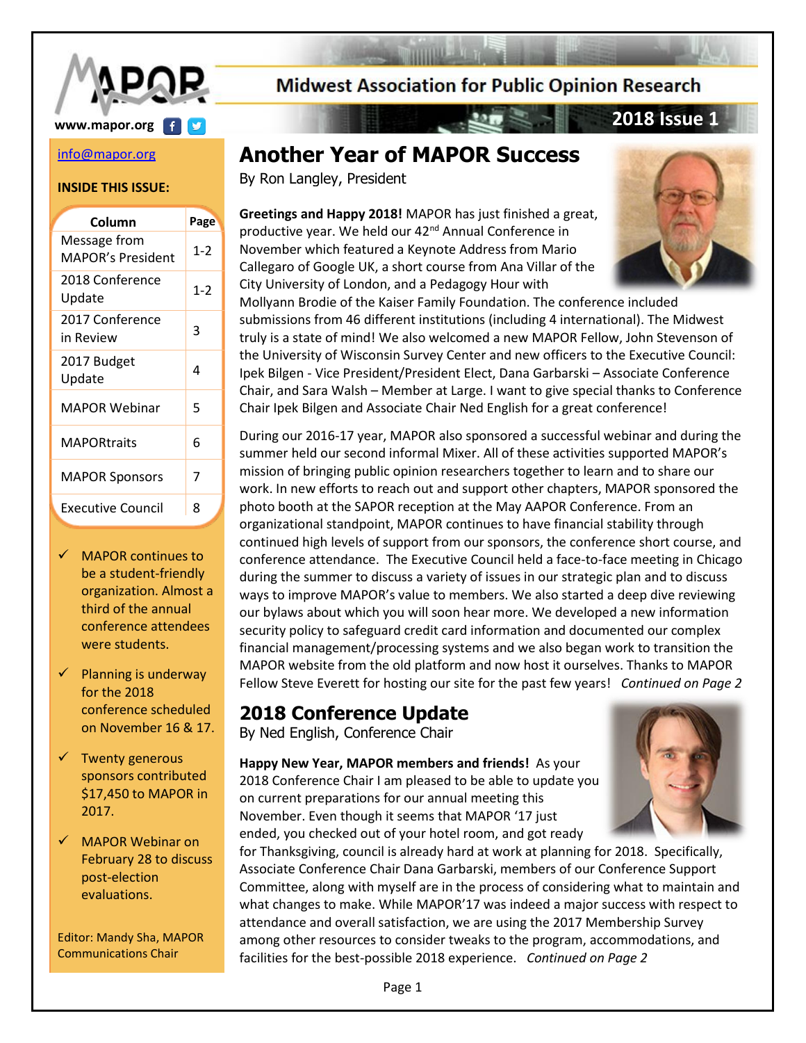# Midwest Association for Public Opinion Research

**2018 Issue 1**

www.mapor.org

info@mapor.org

**INSIDE THIS ISSUE:**

| Column | Page |
|---|---|
| Message from MAPOR's President | 1-2 |
| 2018 Conference Update | 1-2 |
| 2017 Conference in Review | 3 |
| 2017 Budget Update | 4 |
| MAPOR Webinar | 5 |
| MAPORtraits | 6 |
| MAPOR Sponsors | 7 |
| Executive Council | 8 |

- ✓ MAPOR continues to be a student-friendly organization. Almost a third of the annual conference attendees were students.
- ✓ Planning is underway for the 2018 conference scheduled on November 16 & 17.
- ✓ Twenty generous sponsors contributed $17,450 to MAPOR in 2017.
- ✓ MAPOR Webinar on February 28 to discuss post-election evaluations.

Editor: Mandy Sha, MAPOR Communications Chair

## Another Year of MAPOR Success

By Ron Langley, President

**Greetings and Happy 2018!** MAPOR has just finished a great, productive year. We held our 42nd Annual Conference in November which featured a Keynote Address from Mario Callegaro of Google UK, a short course from Ana Villar of the City University of London, and a Pedagogy Hour with Mollyann Brodie of the Kaiser Family Foundation. The conference included submissions from 46 different institutions (including 4 international). The Midwest truly is a state of mind! We also welcomed a new MAPOR Fellow, John Stevenson of the University of Wisconsin Survey Center and new officers to the Executive Council: Ipek Bilgen - Vice President/President Elect, Dana Garbarski – Associate Conference Chair, and Sara Walsh – Member at Large. I want to give special thanks to Conference Chair Ipek Bilgen and Associate Chair Ned English for a great conference!

During our 2016-17 year, MAPOR also sponsored a successful webinar and during the summer held our second informal Mixer. All of these activities supported MAPOR's mission of bringing public opinion researchers together to learn and to share our work. In new efforts to reach out and support other chapters, MAPOR sponsored the photo booth at the SAPOR reception at the May AAPOR Conference. From an organizational standpoint, MAPOR continues to have financial stability through continued high levels of support from our sponsors, the conference short course, and conference attendance. The Executive Council held a face-to-face meeting in Chicago during the summer to discuss a variety of issues in our strategic plan and to discuss ways to improve MAPOR's value to members. We also started a deep dive reviewing our bylaws about which you will soon hear more. We developed a new information security policy to safeguard credit card information and documented our complex financial management/processing systems and we also began work to transition the MAPOR website from the old platform and now host it ourselves. Thanks to MAPOR Fellow Steve Everett for hosting our site for the past few years! *Continued on Page 2*

## 2018 Conference Update

By Ned English, Conference Chair

**Happy New Year, MAPOR members and friends!** As your 2018 Conference Chair I am pleased to be able to update you on current preparations for our annual meeting this November. Even though it seems that MAPOR '17 just ended, you checked out of your hotel room, and got ready for Thanksgiving, council is already hard at work at planning for 2018. Specifically, Associate Conference Chair Dana Garbarski, members of our Conference Support Committee, along with myself are in the process of considering what to maintain and what changes to make. While MAPOR'17 was indeed a major success with respect to attendance and overall satisfaction, we are using the 2017 Membership Survey among other resources to consider tweaks to the program, accommodations, and facilities for the best-possible 2018 experience. *Continued on Page 2*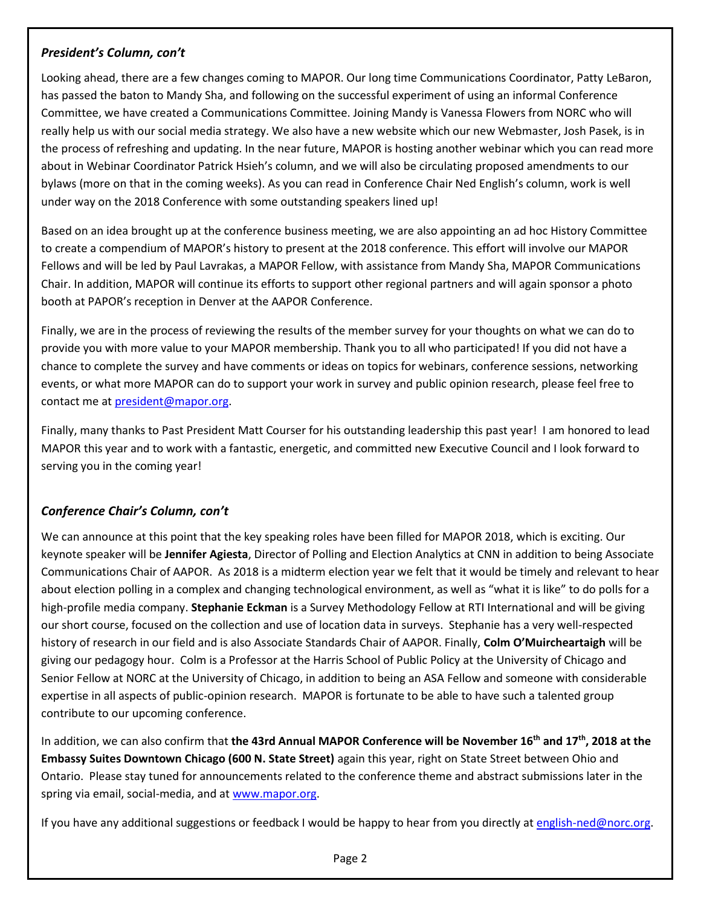### *President's Column, con't*

Looking ahead, there are a few changes coming to MAPOR. Our long time Communications Coordinator, Patty LeBaron, has passed the baton to Mandy Sha, and following on the successful experiment of using an informal Conference Committee, we have created a Communications Committee. Joining Mandy is Vanessa Flowers from NORC who will really help us with our social media strategy. We also have a new website which our new Webmaster, Josh Pasek, is in the process of refreshing and updating. In the near future, MAPOR is hosting another webinar which you can read more about in Webinar Coordinator Patrick Hsieh's column, and we will also be circulating proposed amendments to our bylaws (more on that in the coming weeks). As you can read in Conference Chair Ned English's column, work is well under way on the 2018 Conference with some outstanding speakers lined up!

Based on an idea brought up at the conference business meeting, we are also appointing an ad hoc History Committee to create a compendium of MAPOR's history to present at the 2018 conference. This effort will involve our MAPOR Fellows and will be led by Paul Lavrakas, a MAPOR Fellow, with assistance from Mandy Sha, MAPOR Communications Chair. In addition, MAPOR will continue its efforts to support other regional partners and will again sponsor a photo booth at PAPOR's reception in Denver at the AAPOR Conference.

Finally, we are in the process of reviewing the results of the member survey for your thoughts on what we can do to provide you with more value to your MAPOR membership. Thank you to all who participated! If you did not have a chance to complete the survey and have comments or ideas on topics for webinars, conference sessions, networking events, or what more MAPOR can do to support your work in survey and public opinion research, please feel free to contact me at president@mapor.org.

Finally, many thanks to Past President Matt Courser for his outstanding leadership this past year! I am honored to lead MAPOR this year and to work with a fantastic, energetic, and committed new Executive Council and I look forward to serving you in the coming year!

### *Conference Chair's Column, con't*

We can announce at this point that the key speaking roles have been filled for MAPOR 2018, which is exciting. Our keynote speaker will be **Jennifer Agiesta**, Director of Polling and Election Analytics at CNN in addition to being Associate Communications Chair of AAPOR. As 2018 is a midterm election year we felt that it would be timely and relevant to hear about election polling in a complex and changing technological environment, as well as "what it is like" to do polls for a high-profile media company. **Stephanie Eckman** is a Survey Methodology Fellow at RTI International and will be giving our short course, focused on the collection and use of location data in surveys. Stephanie has a very well-respected history of research in our field and is also Associate Standards Chair of AAPOR. Finally, **Colm O'Muircheartaigh** will be giving our pedagogy hour. Colm is a Professor at the Harris School of Public Policy at the University of Chicago and Senior Fellow at NORC at the University of Chicago, in addition to being an ASA Fellow and someone with considerable expertise in all aspects of public-opinion research. MAPOR is fortunate to be able to have such a talented group contribute to our upcoming conference.

In addition, we can also confirm that **the 43rd Annual MAPOR Conference will be November 16th and 17th, 2018 at the Embassy Suites Downtown Chicago (600 N. State Street)** again this year, right on State Street between Ohio and Ontario. Please stay tuned for announcements related to the conference theme and abstract submissions later in the spring via email, social-media, and at www.mapor.org.

If you have any additional suggestions or feedback I would be happy to hear from you directly at english-ned@norc.org.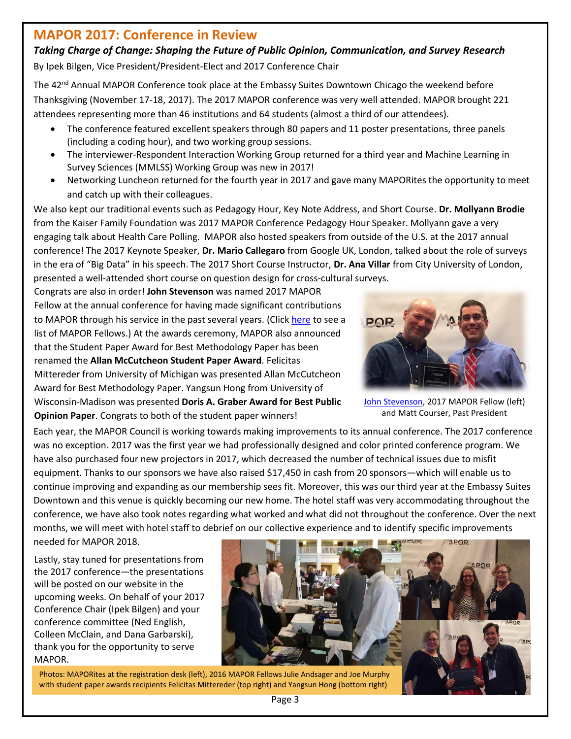## MAPOR 2017: Conference in Review

### *Taking Charge of Change: Shaping the Future of Public Opinion, Communication, and Survey Research*

By Ipek Bilgen, Vice President/President-Elect and 2017 Conference Chair

The 42nd Annual MAPOR Conference took place at the Embassy Suites Downtown Chicago the weekend before Thanksgiving (November 17-18, 2017). The 2017 MAPOR conference was very well attended. MAPOR brought 221 attendees representing more than 46 institutions and 64 students (almost a third of our attendees).

- The conference featured excellent speakers through 80 papers and 11 poster presentations, three panels (including a coding hour), and two working group sessions.
- The interviewer-Respondent Interaction Working Group returned for a third year and Machine Learning in Survey Sciences (MMLSS) Working Group was new in 2017!
- Networking Luncheon returned for the fourth year in 2017 and gave many MAPORites the opportunity to meet and catch up with their colleagues.

We also kept our traditional events such as Pedagogy Hour, Key Note Address, and Short Course. **Dr. Mollyann Brodie** from the Kaiser Family Foundation was 2017 MAPOR Conference Pedagogy Hour Speaker. Mollyann gave a very engaging talk about Health Care Polling. MAPOR also hosted speakers from outside of the U.S. at the 2017 annual conference! The 2017 Keynote Speaker, **Dr. Mario Callegaro** from Google UK, London, talked about the role of surveys in the era of "Big Data" in his speech. The 2017 Short Course Instructor, **Dr. Ana Villar** from City University of London, presented a well-attended short course on question design for cross-cultural surveys.

Congrats are also in order! **John Stevenson** was named 2017 MAPOR Fellow at the annual conference for having made significant contributions to MAPOR through his service in the past several years. (Click here to see a list of MAPOR Fellows.) At the awards ceremony, MAPOR also announced that the Student Paper Award for Best Methodology Paper has been renamed the **Allan McCutcheon Student Paper Award**. Felicitas Mittereder from University of Michigan was presented Allan McCutcheon Award for Best Methodology Paper. Yangsun Hong from University of Wisconsin-Madison was presented **Doris A. Graber Award for Best Public Opinion Paper**. Congrats to both of the student paper winners!

John Stevenson, 2017 MAPOR Fellow (left) and Matt Courser, Past President

Each year, the MAPOR Council is working towards making improvements to its annual conference. The 2017 conference was no exception. 2017 was the first year we had professionally designed and color printed conference program. We have also purchased four new projectors in 2017, which decreased the number of technical issues due to misfit equipment. Thanks to our sponsors we have also raised $17,450 in cash from 20 sponsors—which will enable us to continue improving and expanding as our membership sees fit. Moreover, this was our third year at the Embassy Suites Downtown and this venue is quickly becoming our new home. The hotel staff was very accommodating throughout the conference, we have also took notes regarding what worked and what did not throughout the conference. Over the next months, we will meet with hotel staff to debrief on our collective experience and to identify specific improvements needed for MAPOR 2018.

Lastly, stay tuned for presentations from the 2017 conference—the presentations will be posted on our website in the upcoming weeks. On behalf of your 2017 Conference Chair (Ipek Bilgen) and your conference committee (Ned English, Colleen McClain, and Dana Garbarski), thank you for the opportunity to serve MAPOR.

Photos: MAPORites at the registration desk (left), 2016 MAPOR Fellows Julie Andsager and Joe Murphy with student paper awards recipients Felicitas Mittereder (top right) and Yangsun Hong (bottom right)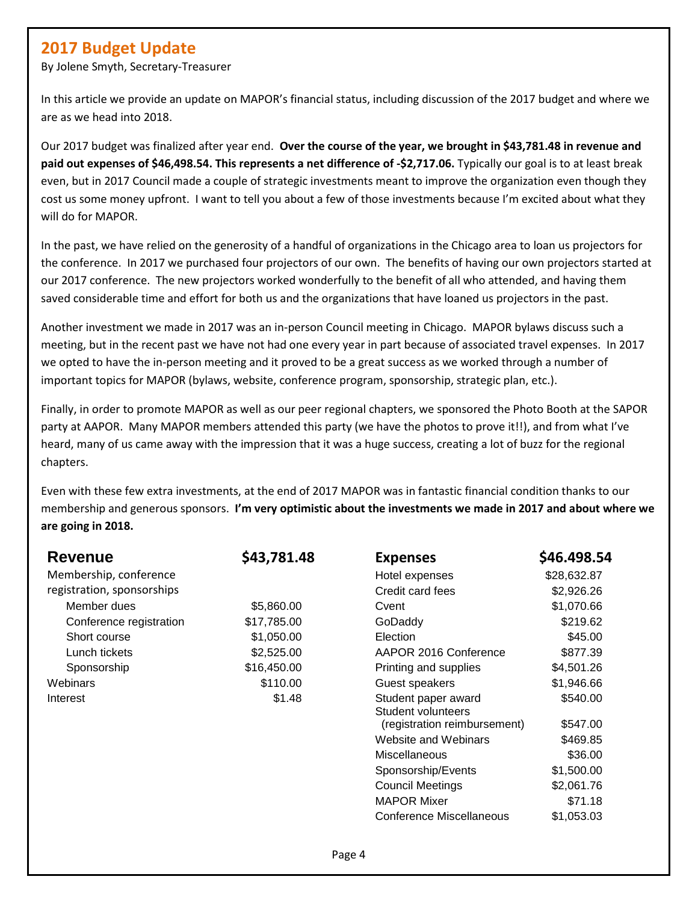## 2017 Budget Update

By Jolene Smyth, Secretary-Treasurer

In this article we provide an update on MAPOR's financial status, including discussion of the 2017 budget and where we are as we head into 2018.

Our 2017 budget was finalized after year end. **Over the course of the year, we brought in $43,781.48 in revenue and paid out expenses of $46,498.54. This represents a net difference of -$2,717.06.** Typically our goal is to at least break even, but in 2017 Council made a couple of strategic investments meant to improve the organization even though they cost us some money upfront. I want to tell you about a few of those investments because I'm excited about what they will do for MAPOR.

In the past, we have relied on the generosity of a handful of organizations in the Chicago area to loan us projectors for the conference. In 2017 we purchased four projectors of our own. The benefits of having our own projectors started at our 2017 conference. The new projectors worked wonderfully to the benefit of all who attended, and having them saved considerable time and effort for both us and the organizations that have loaned us projectors in the past.

Another investment we made in 2017 was an in-person Council meeting in Chicago. MAPOR bylaws discuss such a meeting, but in the recent past we have not had one every year in part because of associated travel expenses. In 2017 we opted to have the in-person meeting and it proved to be a great success as we worked through a number of important topics for MAPOR (bylaws, website, conference program, sponsorship, strategic plan, etc.).

Finally, in order to promote MAPOR as well as our peer regional chapters, we sponsored the Photo Booth at the SAPOR party at AAPOR. Many MAPOR members attended this party (we have the photos to prove it!!), and from what I've heard, many of us came away with the impression that it was a huge success, creating a lot of buzz for the regional chapters.

Even with these few extra investments, at the end of 2017 MAPOR was in fantastic financial condition thanks to our membership and generous sponsors. **I'm very optimistic about the investments we made in 2017 and about where we are going in 2018.**

| **Revenue** | **$43,781.48** |
|---|---|
| Membership, conference registration, sponsorships | |
| Member dues | $5,860.00 |
| Conference registration | $17,785.00 |
| Short course | $1,050.00 |
| Lunch tickets | $2,525.00 |
| Sponsorship | $16,450.00 |
| Webinars | $110.00 |
| Interest | $1.48 |

| **Expenses** | **$46.498.54** |
|---|---|
| Hotel expenses | $28,632.87 |
| Credit card fees | $2,926.26 |
| Cvent | $1,070.66 |
| GoDaddy | $219.62 |
| Election | $45.00 |
| AAPOR 2016 Conference | $877.39 |
| Printing and supplies | $4,501.26 |
| Guest speakers | $1,946.66 |
| Student paper award | $540.00 |
| Student volunteers (registration reimbursement) | $547.00 |
| Website and Webinars | $469.85 |
| Miscellaneous | $36.00 |
| Sponsorship/Events | $1,500.00 |
| Council Meetings | $2,061.76 |
| MAPOR Mixer | $71.18 |
| Conference Miscellaneous | $1,053.03 |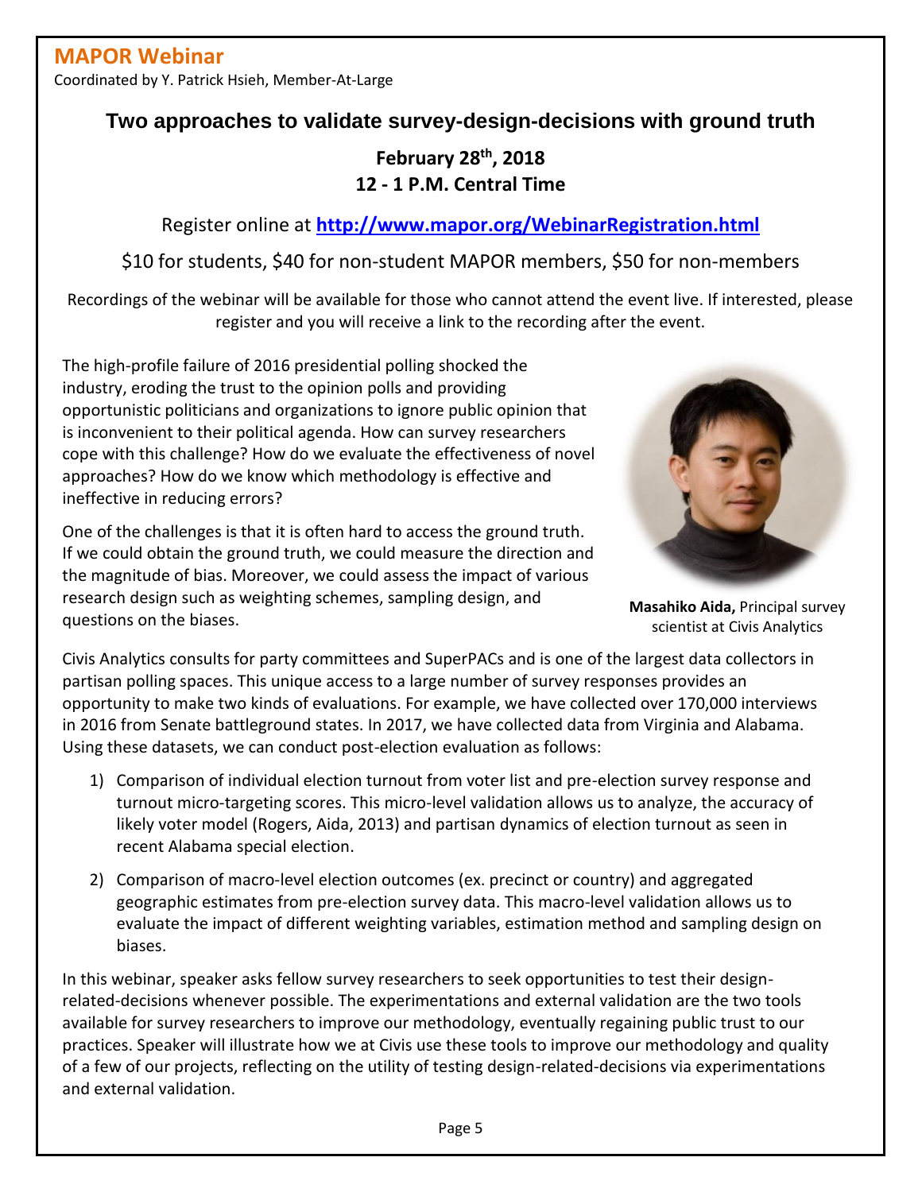## MAPOR Webinar

Coordinated by Y. Patrick Hsieh, Member-At-Large

# Two approaches to validate survey-design-decisions with ground truth

**February 28th, 2018**
**12 - 1 P.M. Central Time**

Register online at **http://www.mapor.org/WebinarRegistration.html**

$10 for students, $40 for non-student MAPOR members, $50 for non-members

Recordings of the webinar will be available for those who cannot attend the event live. If interested, please register and you will receive a link to the recording after the event.

The high-profile failure of 2016 presidential polling shocked the industry, eroding the trust to the opinion polls and providing opportunistic politicians and organizations to ignore public opinion that is inconvenient to their political agenda. How can survey researchers cope with this challenge? How do we evaluate the effectiveness of novel approaches? How do we know which methodology is effective and ineffective in reducing errors?

One of the challenges is that it is often hard to access the ground truth. If we could obtain the ground truth, we could measure the direction and the magnitude of bias. Moreover, we could assess the impact of various research design such as weighting schemes, sampling design, and questions on the biases.

**Masahiko Aida,** Principal survey scientist at Civis Analytics

Civis Analytics consults for party committees and SuperPACs and is one of the largest data collectors in partisan polling spaces. This unique access to a large number of survey responses provides an opportunity to make two kinds of evaluations. For example, we have collected over 170,000 interviews in 2016 from Senate battleground states. In 2017, we have collected data from Virginia and Alabama. Using these datasets, we can conduct post-election evaluation as follows:

1) Comparison of individual election turnout from voter list and pre-election survey response and turnout micro-targeting scores. This micro-level validation allows us to analyze, the accuracy of likely voter model (Rogers, Aida, 2013) and partisan dynamics of election turnout as seen in recent Alabama special election.
2) Comparison of macro-level election outcomes (ex. precinct or country) and aggregated geographic estimates from pre-election survey data. This macro-level validation allows us to evaluate the impact of different weighting variables, estimation method and sampling design on biases.

In this webinar, speaker asks fellow survey researchers to seek opportunities to test their design-related-decisions whenever possible. The experimentations and external validation are the two tools available for survey researchers to improve our methodology, eventually regaining public trust to our practices. Speaker will illustrate how we at Civis use these tools to improve our methodology and quality of a few of our projects, reflecting on the utility of testing design-related-decisions via experimentations and external validation.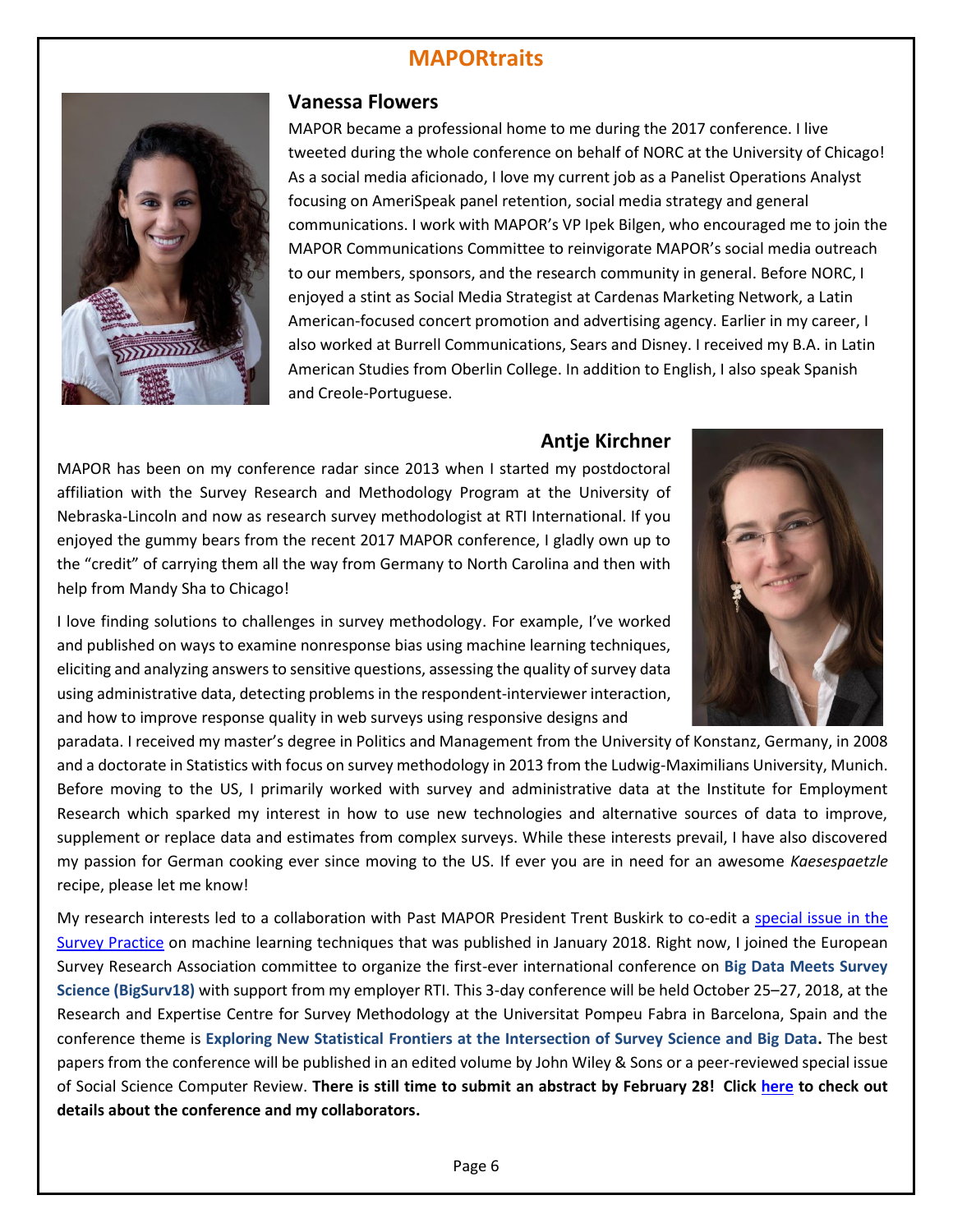# MAPORtraits

## Vanessa Flowers

MAPOR became a professional home to me during the 2017 conference. I live tweeted during the whole conference on behalf of NORC at the University of Chicago! As a social media aficionado, I love my current job as a Panelist Operations Analyst focusing on AmeriSpeak panel retention, social media strategy and general communications. I work with MAPOR's VP Ipek Bilgen, who encouraged me to join the MAPOR Communications Committee to reinvigorate MAPOR's social media outreach to our members, sponsors, and the research community in general. Before NORC, I enjoyed a stint as Social Media Strategist at Cardenas Marketing Network, a Latin American-focused concert promotion and advertising agency. Earlier in my career, I also worked at Burrell Communications, Sears and Disney. I received my B.A. in Latin American Studies from Oberlin College. In addition to English, I also speak Spanish and Creole-Portuguese.

## Antje Kirchner

MAPOR has been on my conference radar since 2013 when I started my postdoctoral affiliation with the Survey Research and Methodology Program at the University of Nebraska-Lincoln and now as research survey methodologist at RTI International. If you enjoyed the gummy bears from the recent 2017 MAPOR conference, I gladly own up to the "credit" of carrying them all the way from Germany to North Carolina and then with help from Mandy Sha to Chicago!

I love finding solutions to challenges in survey methodology. For example, I've worked and published on ways to examine nonresponse bias using machine learning techniques, eliciting and analyzing answers to sensitive questions, assessing the quality of survey data using administrative data, detecting problems in the respondent-interviewer interaction, and how to improve response quality in web surveys using responsive designs and paradata. I received my master's degree in Politics and Management from the University of Konstanz, Germany, in 2008 and a doctorate in Statistics with focus on survey methodology in 2013 from the Ludwig-Maximilians University, Munich. Before moving to the US, I primarily worked with survey and administrative data at the Institute for Employment Research which sparked my interest in how to use new technologies and alternative sources of data to improve, supplement or replace data and estimates from complex surveys. While these interests prevail, I have also discovered my passion for German cooking ever since moving to the US. If ever you are in need for an awesome *Kaesespaetzle* recipe, please let me know!

My research interests led to a collaboration with Past MAPOR President Trent Buskirk to co-edit a special issue in the Survey Practice on machine learning techniques that was published in January 2018. Right now, I joined the European Survey Research Association committee to organize the first-ever international conference on **Big Data Meets Survey Science (BigSurv18)** with support from my employer RTI. This 3-day conference will be held October 25–27, 2018, at the Research and Expertise Centre for Survey Methodology at the Universitat Pompeu Fabra in Barcelona, Spain and the conference theme is **Exploring New Statistical Frontiers at the Intersection of Survey Science and Big Data.** The best papers from the conference will be published in an edited volume by John Wiley & Sons or a peer-reviewed special issue of Social Science Computer Review. **There is still time to submit an abstract by February 28! Click here to check out details about the conference and my collaborators.**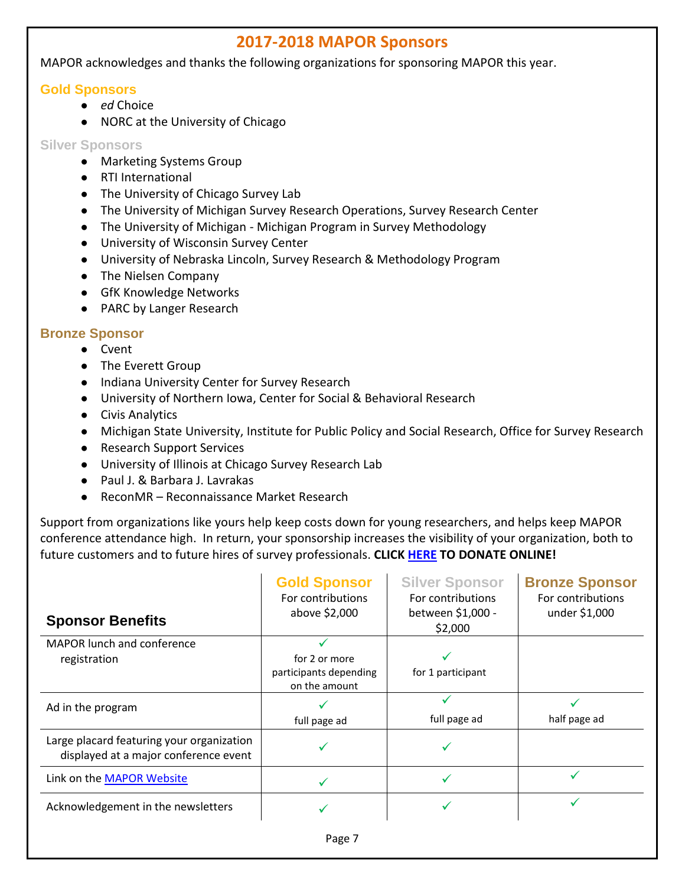## 2017-2018 MAPOR Sponsors

MAPOR acknowledges and thanks the following organizations for sponsoring MAPOR this year.

### Gold Sponsors

- *ed* Choice
- NORC at the University of Chicago

### Silver Sponsors

- Marketing Systems Group
- RTI International
- The University of Chicago Survey Lab
- The University of Michigan Survey Research Operations, Survey Research Center
- The University of Michigan - Michigan Program in Survey Methodology
- University of Wisconsin Survey Center
- University of Nebraska Lincoln, Survey Research & Methodology Program
- The Nielsen Company
- GfK Knowledge Networks
- PARC by Langer Research

### Bronze Sponsor

- Cvent
- The Everett Group
- Indiana University Center for Survey Research
- University of Northern Iowa, Center for Social & Behavioral Research
- Civis Analytics
- Michigan State University, Institute for Public Policy and Social Research, Office for Survey Research
- Research Support Services
- University of Illinois at Chicago Survey Research Lab
- Paul J. & Barbara J. Lavrakas
- ReconMR – Reconnaissance Market Research

Support from organizations like yours help keep costs down for young researchers, and helps keep MAPOR conference attendance high. In return, your sponsorship increases the visibility of your organization, both to future customers and to future hires of survey professionals. **CLICK HERE TO DONATE ONLINE!**

| **Sponsor Benefits** | **Gold Sponsor** For contributions above $2,000 | **Silver Sponsor** For contributions between $1,000 - $2,000 | **Bronze Sponsor** For contributions under $1,000 |
|---|---|---|---|
| MAPOR lunch and conference registration | ✓ for 2 or more participants depending on the amount | ✓ for 1 participant | |
| Ad in the program | ✓ full page ad | ✓ full page ad | ✓ half page ad |
| Large placard featuring your organization displayed at a major conference event | ✓ | ✓ | |
| Link on the MAPOR Website | ✓ | ✓ | ✓ |
| Acknowledgement in the newsletters | ✓ | ✓ | ✓ |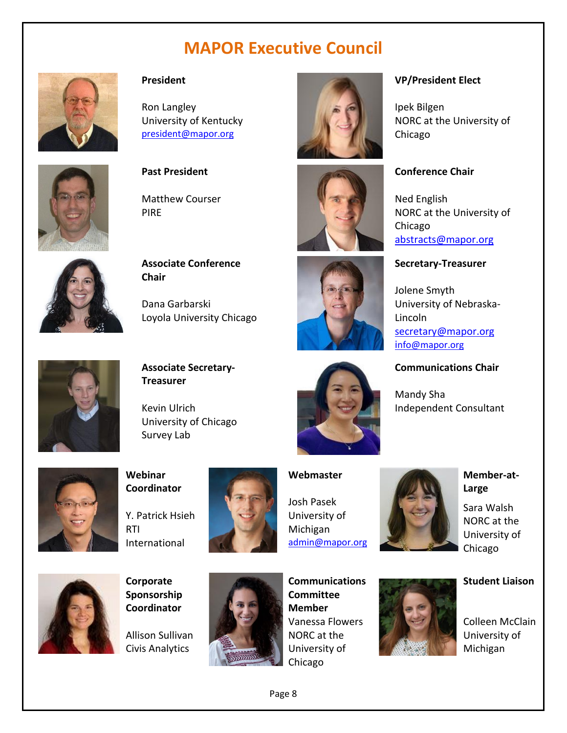# MAPOR Executive Council

**President**

Ron Langley
University of Kentucky
president@mapor.org

**VP/President Elect**

Ipek Bilgen
NORC at the University of Chicago

**Past President**

Matthew Courser
PIRE

**Conference Chair**

Ned English
NORC at the University of Chicago
abstracts@mapor.org

**Associate Conference Chair**

Dana Garbarski
Loyola University Chicago

**Secretary-Treasurer**

Jolene Smyth
University of Nebraska-Lincoln
secretary@mapor.org
info@mapor.org

**Associate Secretary-Treasurer**

Kevin Ulrich
University of Chicago Survey Lab

**Communications Chair**

Mandy Sha
Independent Consultant

**Webinar Coordinator**

Y. Patrick Hsieh
RTI International

**Webmaster**

Josh Pasek
University of Michigan
admin@mapor.org

**Member-at-Large**

Sara Walsh
NORC at the University of Chicago

**Corporate Sponsorship Coordinator**

Allison Sullivan
Civis Analytics

**Communications Committee Member**

Vanessa Flowers
NORC at the University of Chicago

**Student Liaison**

Colleen McClain
University of Michigan